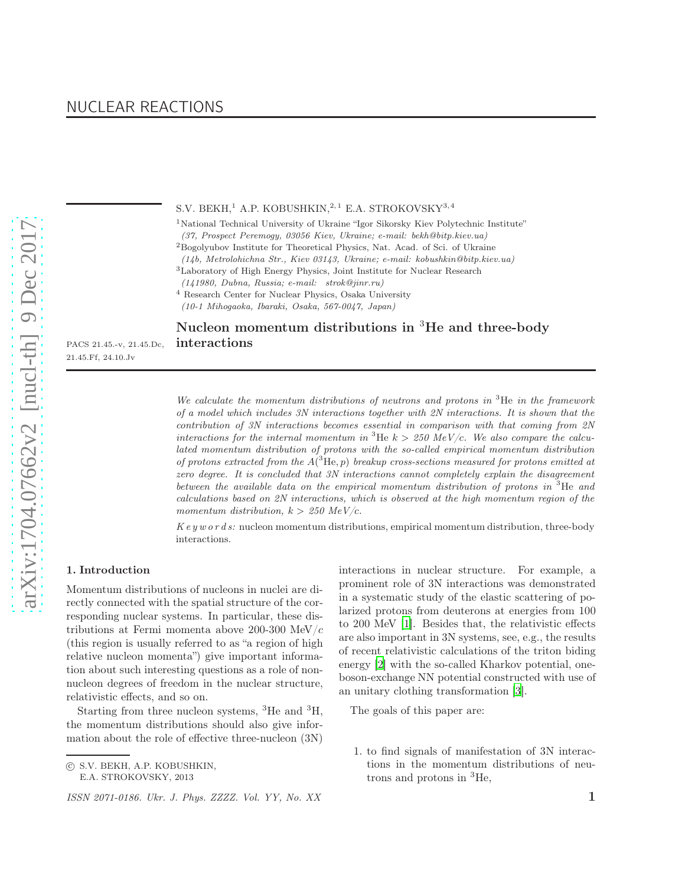NUCLEAR REACTIONS

S.V. BEKH,[1] A.P. KOBUSHKIN,[2,1] E.A. STROKOVSKY[3,4]

[1]National Technical University of Ukraine "Igor Sikorsky Kiev Polytechnic Institute"
*(37, Prospect Peremogy, 03056 Kiev, Ukraine; e-mail: bekh@bitp.kiev.ua)*
[2]Bogolyubov Institute for Theoretical Physics, Nat. Acad. of Sci. of Ukraine
*(14b, Metrolohichna Str., Kiev 03143, Ukraine; e-mail: kobushkin@bitp.kiev.ua)*
[3]Laboratory of High Energy Physics, Joint Institute for Nuclear Research
*(141980, Dubna, Russia; e-mail: strok@jinr.ru)*
[4] Research Center for Nuclear Physics, Osaka University
*(10-1 Mihogaoka, Ibaraki, Osaka, 567-0047, Japan)*

PACS 21.45.-v, 21.45.Dc, 21.45.Ff, 24.10.Jv

# Nucleon momentum distributions in $^3$He and three-body interactions

*We calculate the momentum distributions of neutrons and protons in $^3$He in the framework of a model which includes 3N interactions together with 2N interactions. It is shown that the contribution of 3N interactions becomes essential in comparison with that coming from 2N interactions for the internal momentum in $^3$He $k > 250$ MeV/c. We also compare the calculated momentum distribution of protons with the so-called empirical momentum distribution of protons extracted from the $A(^3\mathrm{He}, p)$ breakup cross-sections measured for protons emitted at zero degree. It is concluded that 3N interactions cannot completely explain the disagreement between the available data on the empirical momentum distribution of protons in $^3$He and calculations based on 2N interactions, which is observed at the high momentum region of the momentum distribution, $k > 250$ MeV/c.*

*K e y w o r d s:* nucleon momentum distributions, empirical momentum distribution, three-body interactions.

## 1. Introduction

Momentum distributions of nucleons in nuclei are directly connected with the spatial structure of the corresponding nuclear systems. In particular, these distributions at Fermi momenta above 200-300 MeV/$c$ (this region is usually referred to as "a region of high relative nucleon momenta") give important information about such interesting questions as a role of non-nucleon degrees of freedom in the nuclear structure, relativistic effects, and so on.

Starting from three nucleon systems, $^3$He and $^3$H, the momentum distributions should also give information about the role of effective three-nucleon (3N) interactions in nuclear structure. For example, a prominent role of 3N interactions was demonstrated in a systematic study of the elastic scattering of polarized protons from deuterons at energies from 100 to 200 MeV [1]. Besides that, the relativistic effects are also important in 3N systems, see, e.g., the results of recent relativistic calculations of the triton biding energy [2] with the so-called Kharkov potential, one-boson-exchange NN potential constructed with use of an unitary clothing transformation [3].

The goals of this paper are:

1. to find signals of manifestation of 3N interactions in the momentum distributions of neutrons and protons in $^3$He,

© S.V. BEKH, A.P. KOBUSHKIN, E.A. STROKOVSKY, 2013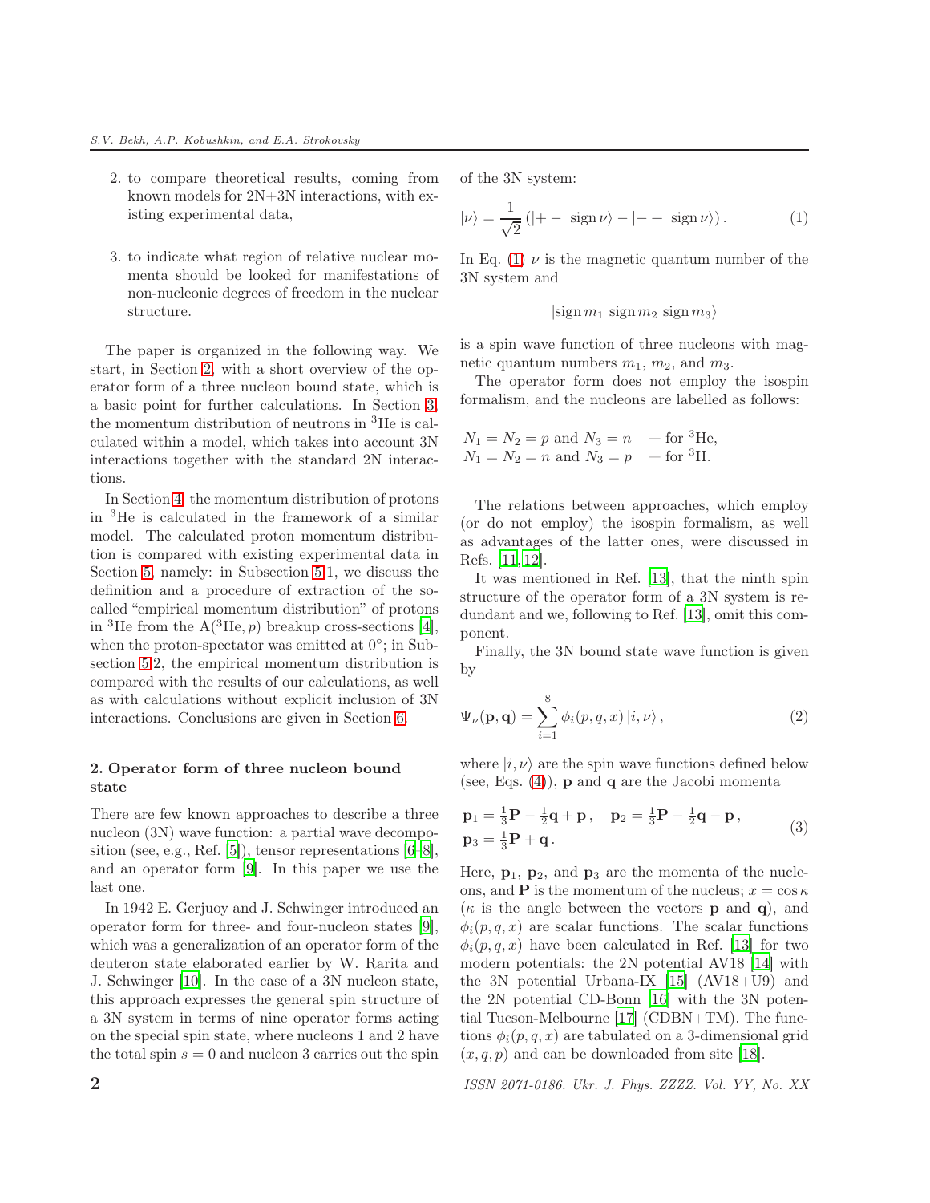2. to compare theoretical results, coming from known models for 2N+3N interactions, with existing experimental data,

3. to indicate what region of relative nuclear momenta should be looked for manifestations of non-nucleonic degrees of freedom in the nuclear structure.

The paper is organized in the following way. We start, in Section 2, with a short overview of the operator form of a three nucleon bound state, which is a basic point for further calculations. In Section 3, the momentum distribution of neutrons in $^3$He is calculated within a model, which takes into account 3N interactions together with the standard 2N interactions.

In Section 4, the momentum distribution of protons in $^3$He is calculated in the framework of a similar model. The calculated proton momentum distribution is compared with existing experimental data in Section 5, namely: in Subsection 5.1, we discuss the definition and a procedure of extraction of the so-called "empirical momentum distribution" of protons in $^3$He from the A($^3$He, $p$) breakup cross-sections [4], when the proton-spectator was emitted at 0°; in Subsection 5.2, the empirical momentum distribution is compared with the results of our calculations, as well as with calculations without explicit inclusion of 3N interactions. Conclusions are given in Section 6.

## 2. Operator form of three nucleon bound state

There are few known approaches to describe a three nucleon (3N) wave function: a partial wave decomposition (see, e.g., Ref. [5]), tensor representations [6–8], and an operator form [9]. In this paper we use the last one.

In 1942 E. Gerjuoy and J. Schwinger introduced an operator form for three- and four-nucleon states [9], which was a generalization of an operator form of the deuteron state elaborated earlier by W. Rarita and J. Schwinger [10]. In the case of a 3N nucleon state, this approach expresses the general spin structure of a 3N system in terms of nine operator forms acting on the special spin state, where nucleons 1 and 2 have the total spin $s = 0$ and nucleon 3 carries out the spin of the 3N system:

$$|\nu\rangle = \frac{1}{\sqrt{2}} \left(|+- \ \mathrm{sign}\,\nu\rangle - |-+ \ \mathrm{sign}\,\nu\rangle\right). \quad (1)$$

In Eq. (1) $\nu$ is the magnetic quantum number of the 3N system and

$$|\mathrm{sign}\, m_1 \ \mathrm{sign}\, m_2 \ \mathrm{sign}\, m_3\rangle$$

is a spin wave function of three nucleons with magnetic quantum numbers $m_1$, $m_2$, and $m_3$.

The operator form does not employ the isospin formalism, and the nucleons are labelled as follows:

$N_1 = N_2 = p$ and $N_3 = n$ — for $^3$He,
$N_1 = N_2 = n$ and $N_3 = p$ — for $^3$H.

The relations between approaches, which employ (or do not employ) the isospin formalism, as well as advantages of the latter ones, were discussed in Refs. [11, 12].

It was mentioned in Ref. [13], that the ninth spin structure of the operator form of a 3N system is redundant and we, following to Ref. [13], omit this component.

Finally, the 3N bound state wave function is given by

$$\Psi_\nu(\mathbf{p},\mathbf{q}) = \sum_{i=1}^{8} \phi_i(p,q,x)\,|i,\nu\rangle\,, \quad (2)$$

where $|i,\nu\rangle$ are the spin wave functions defined below (see, Eqs. (4)), $\mathbf{p}$ and $\mathbf{q}$ are the Jacobi momenta

$$\mathbf{p}_1 = \tfrac{1}{3}\mathbf{P} - \tfrac{1}{2}\mathbf{q} + \mathbf{p}\,, \quad \mathbf{p}_2 = \tfrac{1}{3}\mathbf{P} - \tfrac{1}{2}\mathbf{q} - \mathbf{p}\,, \\ \mathbf{p}_3 = \tfrac{1}{3}\mathbf{P} + \mathbf{q}\,. \quad (3)$$

Here, $\mathbf{p}_1$, $\mathbf{p}_2$, and $\mathbf{p}_3$ are the momenta of the nucleons, and $\mathbf{P}$ is the momentum of the nucleus; $x = \cos\kappa$ ($\kappa$ is the angle between the vectors $\mathbf{p}$ and $\mathbf{q}$), and $\phi_i(p,q,x)$ are scalar functions. The scalar functions $\phi_i(p,q,x)$ have been calculated in Ref. [13] for two modern potentials: the 2N potential AV18 [14] with the 3N potential Urbana-IX [15] (AV18+U9) and the 2N potential CD-Bonn [16] with the 3N potential Tucson-Melbourne [17] (CDBN+TM). The functions $\phi_i(p,q,x)$ are tabulated on a 3-dimensional grid $(x,q,p)$ and can be downloaded from site [18].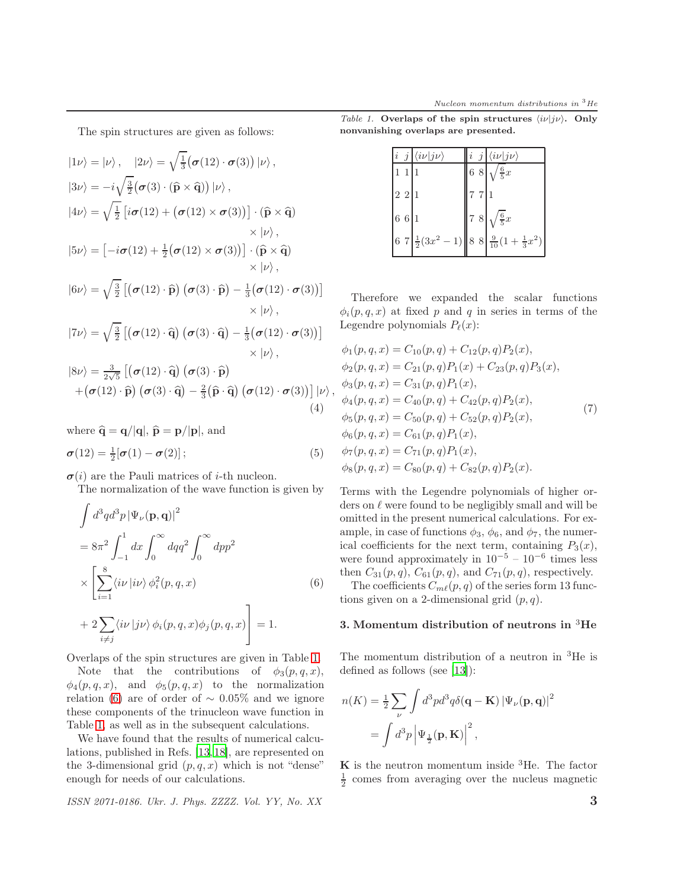The spin structures are given as follows:

$$
\begin{aligned}
&|1\nu\rangle = |\nu\rangle\,, \quad |2\nu\rangle = \sqrt{\tfrac{1}{3}}\big(\boldsymbol{\sigma}(12)\cdot\boldsymbol{\sigma}(3)\big)\,|\nu\rangle\,,\\
&|3\nu\rangle = -i\sqrt{\tfrac{3}{2}}\big(\boldsymbol{\sigma}(3)\cdot(\widehat{\mathbf{p}}\times\widehat{\mathbf{q}})\big)\,|\nu\rangle\,,\\
&|4\nu\rangle = \sqrt{\tfrac{1}{2}}\left[i\boldsymbol{\sigma}(12) + \big(\boldsymbol{\sigma}(12)\times\boldsymbol{\sigma}(3)\big)\right]\cdot(\widehat{\mathbf{p}}\times\widehat{\mathbf{q}})\\
&\qquad\qquad\times|\nu\rangle\,,\\
&|5\nu\rangle = \left[-i\boldsymbol{\sigma}(12) + \tfrac{1}{2}\big(\boldsymbol{\sigma}(12)\times\boldsymbol{\sigma}(3)\big)\right]\cdot(\widehat{\mathbf{p}}\times\widehat{\mathbf{q}})\\
&\qquad\qquad\times|\nu\rangle\,,\\
&|6\nu\rangle = \sqrt{\tfrac{3}{2}}\left[\big(\boldsymbol{\sigma}(12)\cdot\widehat{\mathbf{p}}\big)\,\big(\boldsymbol{\sigma}(3)\cdot\widehat{\mathbf{p}}\big) - \tfrac{1}{3}\big(\boldsymbol{\sigma}(12)\cdot\boldsymbol{\sigma}(3)\big)\right]\\
&\qquad\qquad\times|\nu\rangle\,,\\
&|7\nu\rangle = \sqrt{\tfrac{3}{2}}\left[\big(\boldsymbol{\sigma}(12)\cdot\widehat{\mathbf{q}}\big)\,\big(\boldsymbol{\sigma}(3)\cdot\widehat{\mathbf{q}}\big) - \tfrac{1}{3}\big(\boldsymbol{\sigma}(12)\cdot\boldsymbol{\sigma}(3)\big)\right]\\
&\qquad\qquad\times|\nu\rangle\,,\\
&|8\nu\rangle = \tfrac{3}{2\sqrt{5}}\Big[\big(\boldsymbol{\sigma}(12)\cdot\widehat{\mathbf{q}}\big)\,\big(\boldsymbol{\sigma}(3)\cdot\widehat{\mathbf{p}}\big)\\
&\quad+\big(\boldsymbol{\sigma}(12)\cdot\widehat{\mathbf{p}}\big)\,\big(\boldsymbol{\sigma}(3)\cdot\widehat{\mathbf{q}}\big) - \tfrac{2}{3}\big(\widehat{\mathbf{p}}\cdot\widehat{\mathbf{q}}\big)\,\big(\boldsymbol{\sigma}(12)\cdot\boldsymbol{\sigma}(3)\big)\Big]\,|\nu\rangle\,,
\end{aligned}
\tag{4}
$$

where $\widehat{\mathbf{q}} = \mathbf{q}/|\mathbf{q}|$, $\widehat{\mathbf{p}} = \mathbf{p}/|\mathbf{p}|$, and

$$
\boldsymbol{\sigma}(12) = \tfrac{1}{2}[\boldsymbol{\sigma}(1) - \boldsymbol{\sigma}(2)]\,; \tag{5}
$$

$\boldsymbol{\sigma}(i)$ are the Pauli matrices of $i$-th nucleon.

The normalization of the wave function is given by

$$
\begin{aligned}
&\int d^3q d^3p \,|\Psi_\nu(\mathbf{p},\mathbf{q})|^2\\
&= 8\pi^2\int_{-1}^{1}dx\int_0^\infty dq q^2\int_0^\infty dp p^2\\
&\times\Bigg[\sum_{i=1}^{8}\langle i\nu\,|i\nu\rangle\,\phi_i^2(p,q,x)\\
&+ 2\sum_{i\neq j}\langle i\nu\,|j\nu\rangle\,\phi_i(p,q,x)\phi_j(p,q,x)\Bigg] = 1.
\end{aligned}
\tag{6}
$$

Overlaps of the spin structures are given in Table 1.

Note that the contributions of $\phi_3(p,q,x)$, $\phi_4(p,q,x)$, and $\phi_5(p,q,x)$ to the normalization relation (6) are of order of $\sim 0.05\%$ and we ignore these components of the trinucleon wave function in Table 1, as well as in the subsequent calculations.

We have found that the results of numerical calculations, published in Refs. [13,18], are represented on the 3-dimensional grid $(p,q,x)$ which is not "dense" enough for needs of our calculations.

*Table 1.* **Overlaps of the spin structures $\langle i\nu|j\nu\rangle$. Only nonvanishing overlaps are presented.**

| $i$ | $j$ | $\langle i\nu\|j\nu\rangle$ | $i$ | $j$ | $\langle i\nu\|j\nu\rangle$ |
|---|---|---|---|---|---|
| 1 | 1 | 1 | 6 | 8 | $\sqrt{\frac{6}{5}}x$ |
| 2 | 2 | 1 | 7 | 7 | 1 |
| 6 | 6 | 1 | 7 | 8 | $\sqrt{\frac{6}{5}}x$ |
| 6 | 7 | $\frac{1}{2}(3x^2-1)$ | 8 | 8 | $\frac{9}{10}(1+\frac{1}{3}x^2)$ |

Therefore we expanded the scalar functions $\phi_i(p,q,x)$ at fixed $p$ and $q$ in series in terms of the Legendre polynomials $P_\ell(x)$:

$$
\begin{aligned}
&\phi_1(p,q,x) = C_{10}(p,q) + C_{12}(p,q)P_2(x),\\
&\phi_2(p,q,x) = C_{21}(p,q)P_1(x) + C_{23}(p,q)P_3(x),\\
&\phi_3(p,q,x) = C_{31}(p,q)P_1(x),\\
&\phi_4(p,q,x) = C_{40}(p,q) + C_{42}(p,q)P_2(x),\\
&\phi_5(p,q,x) = C_{50}(p,q) + C_{52}(p,q)P_2(x),\\
&\phi_6(p,q,x) = C_{61}(p,q)P_1(x),\\
&\phi_7(p,q,x) = C_{71}(p,q)P_1(x),\\
&\phi_8(p,q,x) = C_{80}(p,q) + C_{82}(p,q)P_2(x).
\end{aligned}
\tag{7}
$$

Terms with the Legendre polynomials of higher orders on $\ell$ were found to be negligibly small and will be omitted in the present numerical calculations. For example, in case of functions $\phi_3$, $\phi_6$, and $\phi_7$, the numerical coefficients for the next term, containing $P_3(x)$, were found approximately in $10^{-5}$ – $10^{-6}$ times less then $C_{31}(p,q)$, $C_{61}(p,q)$, and $C_{71}(p,q)$, respectively.

The coefficients $C_{m\ell}(p,q)$ of the series form 13 functions given on a 2-dimensional grid $(p,q)$.

## 3. Momentum distribution of neutrons in $^3$He

The momentum distribution of a neutron in $^3$He is defined as follows (see [13]):

$$
\begin{aligned}
n(K) &= \tfrac{1}{2}\sum_\nu\int d^3p d^3q\delta(\mathbf{q}-\mathbf{K})\,|\Psi_\nu(\mathbf{p},\mathbf{q})|^2\\
&= \int d^3p\left|\Psi_{\frac{1}{2}}(\mathbf{p},\mathbf{K})\right|^2,
\end{aligned}
$$

$\mathbf{K}$ is the neutron momentum inside $^3$He. The factor $\frac{1}{2}$ comes from averaging over the nucleus magnetic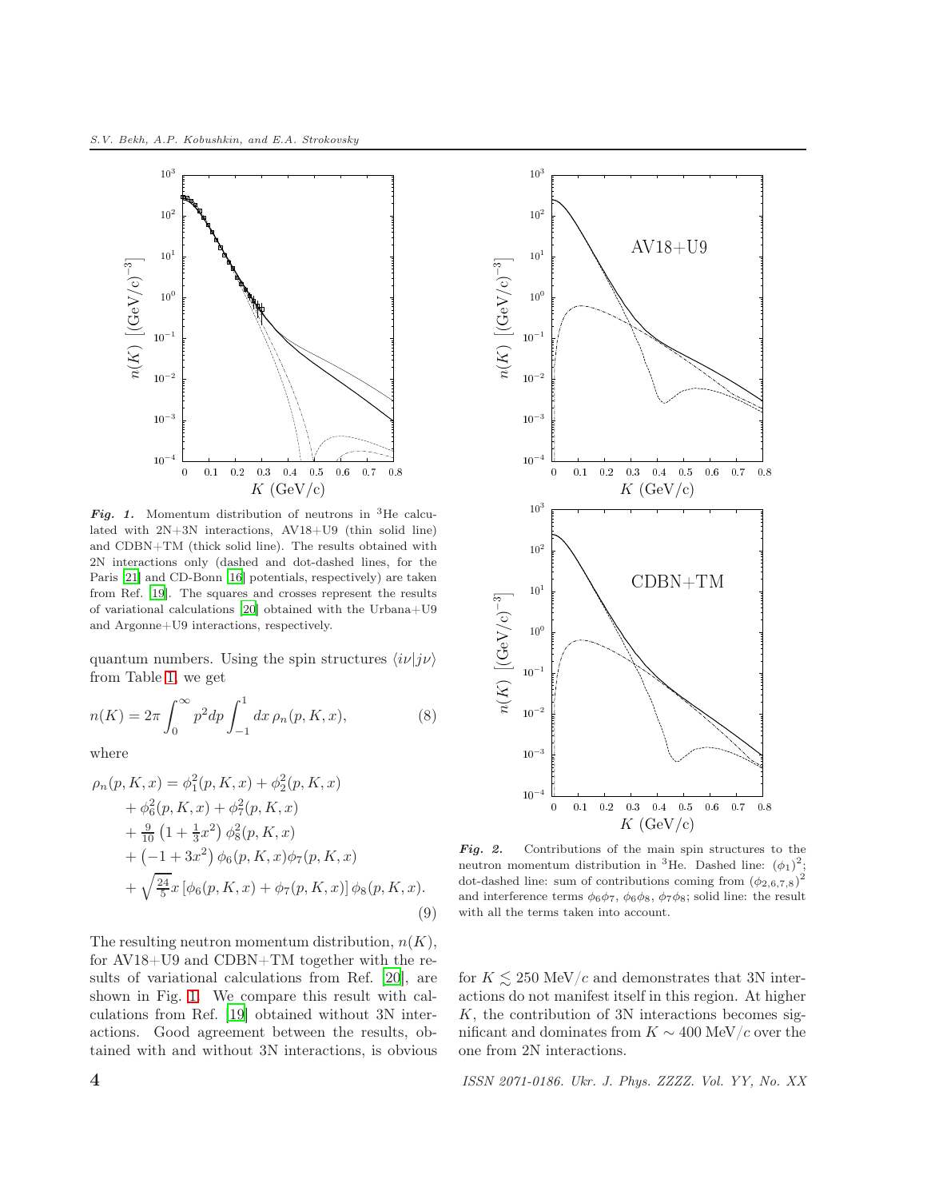*Fig. 1.* Momentum distribution of neutrons in $^3$He calculated with 2N+3N interactions, AV18+U9 (thin solid line) and CDBN+TM (thick solid line). The results obtained with 2N interactions only (dashed and dot-dashed lines, for the Paris [21] and CD-Bonn [16] potentials, respectively) are taken from Ref. [19]. The squares and crosses represent the results of variational calculations [20] obtained with the Urbana+U9 and Argonne+U9 interactions, respectively.

quantum numbers. Using the spin structures $\langle i\nu|j\nu\rangle$ from Table 1, we get

$$n(K) = 2\pi\int_0^\infty p^2dp\int_{-1}^{1}dx\,\rho_n(p,K,x), \tag{8}$$

where

$$\begin{aligned}
\rho_n(p,K,x) &= \phi_1^2(p,K,x) + \phi_2^2(p,K,x) \\
&+ \phi_6^2(p,K,x) + \phi_7^2(p,K,x) \\
&+ \tfrac{9}{10}\left(1+\tfrac{1}{3}x^2\right)\phi_8^2(p,K,x) \\
&+ \left(-1+3x^2\right)\phi_6(p,K,x)\phi_7(p,K,x) \\
&+ \sqrt{\tfrac{24}{5}}x\left[\phi_6(p,K,x)+\phi_7(p,K,x)\right]\phi_8(p,K,x).
\end{aligned} \tag{9}$$

The resulting neutron momentum distribution, $n(K)$, for AV18+U9 and CDBN+TM together with the results of variational calculations from Ref. [20], are shown in Fig. 1. We compare this result with calculations from Ref. [19] obtained without 3N interactions. Good agreement between the results, obtained with and without 3N interactions, is obvious for $K \lesssim 250$ MeV/$c$ and demonstrates that 3N interactions do not manifest itself in this region. At higher $K$, the contribution of 3N interactions becomes significant and dominates from $K \sim 400$ MeV/$c$ over the one from 2N interactions.

*Fig. 2.* Contributions of the main spin structures to the neutron momentum distribution in $^3$He. Dashed line: $(\phi_1)^2$; dot-dashed line: sum of contributions coming from $(\phi_{2,6,7,8})^2$ and interference terms $\phi_6\phi_7$, $\phi_6\phi_8$, $\phi_7\phi_8$; solid line: the result with all the terms taken into account.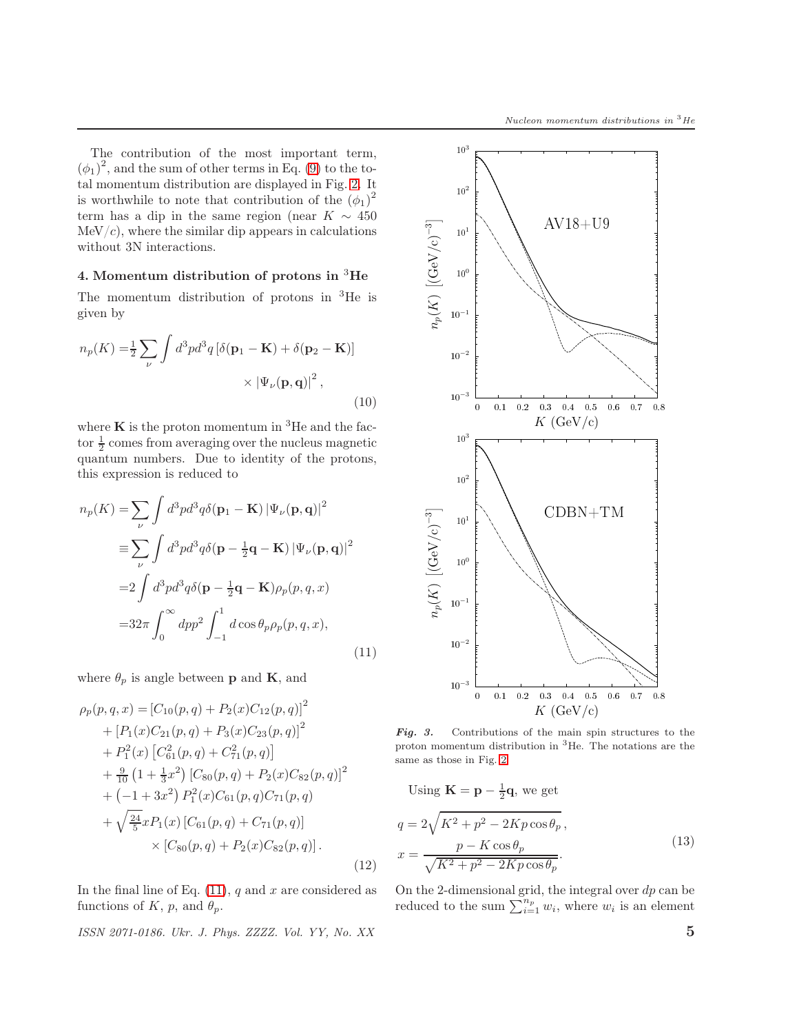The contribution of the most important term, $(\phi_1)^2$, and the sum of other terms in Eq. (9) to the total momentum distribution are displayed in Fig. 2. It is worthwhile to note that contribution of the $(\phi_1)^2$ term has a dip in the same region (near $K \sim 450$ MeV/$c$), where the similar dip appears in calculations without 3N interactions.

## 4. Momentum distribution of protons in $^3$He

The momentum distribution of protons in $^3$He is given by

$$n_p(K) = \frac{1}{2} \sum_{\nu} \int d^3p d^3q \left[\delta(\mathbf{p}_1 - \mathbf{K}) + \delta(\mathbf{p}_2 - \mathbf{K})\right] \times \left|\Psi_\nu(\mathbf{p}, \mathbf{q})\right|^2, \tag{10}$$

where $\mathbf{K}$ is the proton momentum in $^3$He and the factor $\frac{1}{2}$ comes from averaging over the nucleus magnetic quantum numbers. Due to identity of the protons, this expression is reduced to

$$\begin{aligned}
n_p(K) &= \sum_{\nu} \int d^3p d^3q \delta(\mathbf{p}_1 - \mathbf{K}) \left|\Psi_\nu(\mathbf{p}, \mathbf{q})\right|^2 \\
&\equiv \sum_{\nu} \int d^3p d^3q \delta(\mathbf{p} - \tfrac{1}{2}\mathbf{q} - \mathbf{K}) \left|\Psi_\nu(\mathbf{p}, \mathbf{q})\right|^2 \\
&= 2 \int d^3p d^3q \delta(\mathbf{p} - \tfrac{1}{2}\mathbf{q} - \mathbf{K}) \rho_p(p, q, x) \\
&= 32\pi \int_0^\infty dp p^2 \int_{-1}^{1} d\cos\theta_p \rho_p(p, q, x),
\end{aligned} \tag{11}$$

where $\theta_p$ is angle between $\mathbf{p}$ and $\mathbf{K}$, and

$$\begin{aligned}
\rho_p(p, q, x) &= \left[C_{10}(p, q) + P_2(x) C_{12}(p, q)\right]^2 \\
&+ \left[P_1(x) C_{21}(p, q) + P_3(x) C_{23}(p, q)\right]^2 \\
&+ P_1^2(x) \left[C_{61}^2(p, q) + C_{71}^2(p, q)\right] \\
&+ \tfrac{9}{10}\left(1 + \tfrac{1}{3}x^2\right) \left[C_{80}(p, q) + P_2(x) C_{82}(p, q)\right]^2 \\
&+ \left(-1 + 3x^2\right) P_1^2(x) C_{61}(p, q) C_{71}(p, q) \\
&+ \sqrt{\tfrac{24}{5}} x P_1(x) \left[C_{61}(p, q) + C_{71}(p, q)\right] \\
&\quad \times \left[C_{80}(p, q) + P_2(x) C_{82}(p, q)\right].
\end{aligned} \tag{12}$$

In the final line of Eq. (11), $q$ and $x$ are considered as functions of $K$, $p$, and $\theta_p$.

***Fig. 3.*** Contributions of the main spin structures to the proton momentum distribution in $^3$He. The notations are the same as those in Fig. 2

Using $\mathbf{K} = \mathbf{p} - \frac{1}{2}\mathbf{q}$, we get

$$\begin{aligned}
q &= 2\sqrt{K^2 + p^2 - 2Kp\cos\theta_p}, \\
x &= \frac{p - K\cos\theta_p}{\sqrt{K^2 + p^2 - 2Kp\cos\theta_p}}.
\end{aligned} \tag{13}$$

On the 2-dimensional grid, the integral over $dp$ can be reduced to the sum $\sum_{i=1}^{n_p} w_i$, where $w_i$ is an element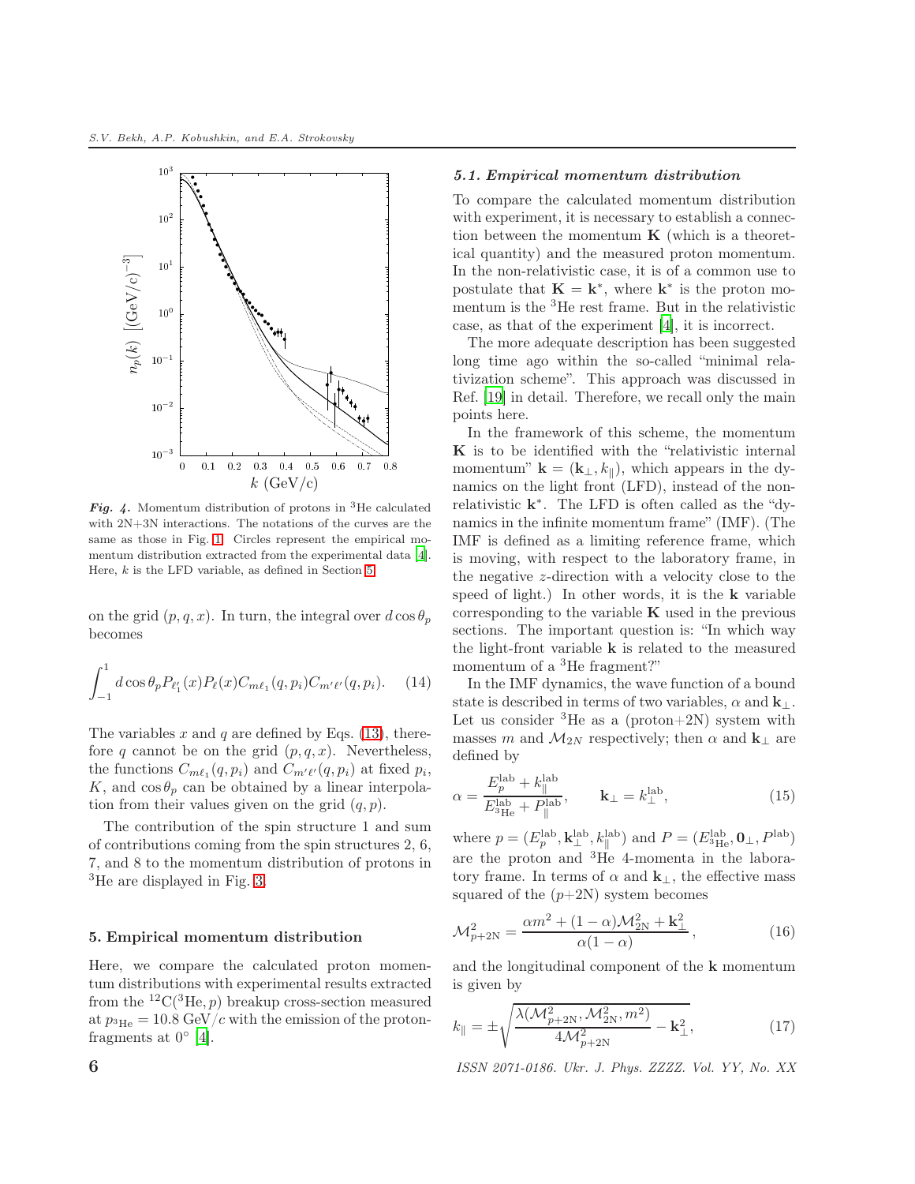*Fig. 4.* Momentum distribution of protons in $^3$He calculated with 2N+3N interactions. The notations of the curves are the same as those in Fig. 1. Circles represent the empirical momentum distribution extracted from the experimental data [4]. Here, $k$ is the LFD variable, as defined in Section 5

on the grid $(p, q, x)$. In turn, the integral over $d\cos\theta_p$ becomes

$$\int_{-1}^{1} d\cos\theta_p P_{\ell_1'}(x) P_\ell(x) C_{m\ell_1}(q,p_i) C_{m'\ell'}(q,p_i). \quad (14)$$

The variables $x$ and $q$ are defined by Eqs. (13), therefore $q$ cannot be on the grid $(p, q, x)$. Nevertheless, the functions $C_{m\ell_1}(q,p_i)$ and $C_{m'\ell'}(q,p_i)$ at fixed $p_i$, $K$, and $\cos\theta_p$ can be obtained by a linear interpolation from their values given on the grid $(q, p)$.

The contribution of the spin structure 1 and sum of contributions coming from the spin structures 2, 6, 7, and 8 to the momentum distribution of protons in $^3$He are displayed in Fig. 3.

## 5. Empirical momentum distribution

Here, we compare the calculated proton momentum distributions with experimental results extracted from the $^{12}$C($^3$He, $p$) breakup cross-section measured at $p_{^3\mathrm{He}} = 10.8$ GeV/$c$ with the emission of the proton-fragments at 0° [4].

### *5.1. Empirical momentum distribution*

To compare the calculated momentum distribution with experiment, it is necessary to establish a connection between the momentum $\mathbf{K}$ (which is a theoretical quantity) and the measured proton momentum. In the non-relativistic case, it is of a common use to postulate that $\mathbf{K} = \mathbf{k}^*$, where $\mathbf{k}^*$ is the proton momentum is the $^3$He rest frame. But in the relativistic case, as that of the experiment [4], it is incorrect.

The more adequate description has been suggested long time ago within the so-called "minimal relativization scheme". This approach was discussed in Ref. [19] in detail. Therefore, we recall only the main points here.

In the framework of this scheme, the momentum $\mathbf{K}$ is to be identified with the "relativistic internal momentum" $\mathbf{k} = (\mathbf{k}_\perp, k_\parallel)$, which appears in the dynamics on the light front (LFD), instead of the non-relativistic $\mathbf{k}^*$. The LFD is often called as the "dynamics in the infinite momentum frame" (IMF). (The IMF is defined as a limiting reference frame, which is moving, with respect to the laboratory frame, in the negative $z$-direction with a velocity close to the speed of light.) In other words, it is the $\mathbf{k}$ variable corresponding to the variable $\mathbf{K}$ used in the previous sections. The important question is: "In which way the light-front variable $\mathbf{k}$ is related to the measured momentum of a $^3$He fragment?"

In the IMF dynamics, the wave function of a bound state is described in terms of two variables, $\alpha$ and $\mathbf{k}_\perp$. Let us consider $^3$He as a (proton+2N) system with masses $m$ and $\mathcal{M}_{2N}$ respectively; then $\alpha$ and $\mathbf{k}_\perp$ are defined by

$$\alpha = \frac{E_p^{\mathrm{lab}} + k_\parallel^{\mathrm{lab}}}{E_{^3\mathrm{He}}^{\mathrm{lab}} + P_\parallel^{\mathrm{lab}}}, \qquad \mathbf{k}_\perp = k_\perp^{\mathrm{lab}}, \quad (15)$$

where $p = (E_p^{\mathrm{lab}}, \mathbf{k}_\perp^{\mathrm{lab}}, k_\parallel^{\mathrm{lab}})$ and $P = (E_{^3\mathrm{He}}^{\mathrm{lab}}, \mathbf{0}_\perp, P^{\mathrm{lab}})$ are the proton and $^3$He 4-momenta in the laboratory frame. In terms of $\alpha$ and $\mathbf{k}_\perp$, the effective mass squared of the ($p$+2N) system becomes

$$\mathcal{M}^2_{p+2\mathrm{N}} = \frac{\alpha m^2 + (1-\alpha)\mathcal{M}^2_{2\mathrm{N}} + \mathbf{k}_\perp^2}{\alpha(1-\alpha)}, \quad (16)$$

and the longitudinal component of the $\mathbf{k}$ momentum is given by

$$k_\parallel = \pm\sqrt{\frac{\lambda(\mathcal{M}^2_{p+2\mathrm{N}}, \mathcal{M}^2_{2\mathrm{N}}, m^2)}{4\mathcal{M}^2_{p+2\mathrm{N}}} - \mathbf{k}_\perp^2}, \quad (17)$$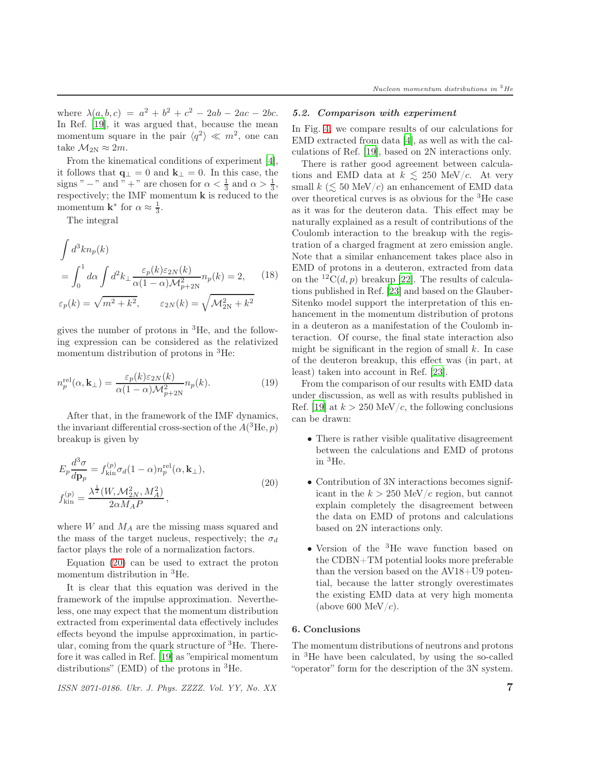where $\lambda(a, b, c) = a^2 + b^2 + c^2 - 2ab - 2ac - 2bc$. In Ref. [19], it was argued that, because the mean momentum square in the pair $\langle q^2 \rangle \ll m^2$, one can take $\mathcal{M}_{2N} \approx 2m$.

From the kinematical conditions of experiment [4], it follows that $\mathbf{q}_\perp = 0$ and $\mathbf{k}_\perp = 0$. In this case, the signs " $-$ " and " $+$ " are chosen for $\alpha < \frac{1}{3}$ and $\alpha > \frac{1}{3}$, respectively; the IMF momentum $\mathbf{k}$ is reduced to the momentum $\mathbf{k}^*$ for $\alpha \approx \frac{1}{3}$.

The integral

$$
\begin{aligned}
&\int d^3k n_p(k) \\
&= \int_0^1 d\alpha \int d^2k_\perp \frac{\varepsilon_p(k)\varepsilon_{2N}(k)}{\alpha(1-\alpha)\mathcal{M}^2_{p+2N}} n_p(k) = 2, \qquad (18) \\
&\varepsilon_p(k) = \sqrt{m^2 + k^2}, \qquad \varepsilon_{2N}(k) = \sqrt{\mathcal{M}^2_{2N} + k^2}
\end{aligned}
$$

gives the number of protons in $^3$He, and the following expression can be considered as the relativized momentum distribution of protons in $^3$He:

$$
n_p^{\mathrm{rel}}(\alpha, \mathbf{k}_\perp) = \frac{\varepsilon_p(k)\varepsilon_{2N}(k)}{\alpha(1-\alpha)\mathcal{M}^2_{p+2N}} n_p(k). \qquad (19)
$$

After that, in the framework of the IMF dynamics, the invariant differential cross-section of the $A(^3\mathrm{He}, p)$ breakup is given by

$$
\begin{aligned}
&E_p \frac{d^3\sigma}{d\mathbf{p}_p} = f^{(p)}_{\mathrm{kin}} \sigma_d (1-\alpha) n_p^{\mathrm{rel}}(\alpha, \mathbf{k}_\perp), \\
&f^{(p)}_{\mathrm{kin}} = \frac{\lambda^{\frac{1}{2}}(W, \mathcal{M}^2_{2N}, M_A^2)}{2\alpha M_A P},
\end{aligned} \qquad (20)
$$

where $W$ and $M_A$ are the missing mass squared and the mass of the target nucleus, respectively; the $\sigma_d$ factor plays the role of a normalization factors.

Equation (20) can be used to extract the proton momentum distribution in $^3$He.

It is clear that this equation was derived in the framework of the impulse approximation. Nevertheless, one may expect that the momentum distribution extracted from experimental data effectively includes effects beyond the impulse approximation, in particular, coming from the quark structure of $^3$He. Therefore it was called in Ref. [19] as "empirical momentum distributions" (EMD) of the protons in $^3$He.

### 5.2. Comparison with experiment

In Fig. 4, we compare results of our calculations for EMD extracted from data [4], as well as with the calculations of Ref. [19], based on 2N interactions only.

There is rather good agreement between calculations and EMD data at $k \lesssim 250$ MeV/$c$. At very small $k$ ($\lesssim 50$ MeV/$c$) an enhancement of EMD data over theoretical curves is as obvious for the $^3$He case as it was for the deuteron data. This effect may be naturally explained as a result of contributions of the Coulomb interaction to the breakup with the registration of a charged fragment at zero emission angle. Note that a similar enhancement takes place also in EMD of protons in a deuteron, extracted from data on the $^{12}$C$(d, p)$ breakup [22]. The results of calculations published in Ref. [23] and based on the Glauber-Sitenko model support the interpretation of this enhancement in the momentum distribution of protons in a deuteron as a manifestation of the Coulomb interaction. Of course, the final state interaction also might be significant in the region of small $k$. In case of the deuteron breakup, this effect was (in part, at least) taken into account in Ref. [23].

From the comparison of our results with EMD data under discussion, as well as with results published in Ref. [19] at $k > 250$ MeV/$c$, the following conclusions can be drawn:

- There is rather visible qualitative disagreement between the calculations and EMD of protons in $^3$He.
- Contribution of 3N interactions becomes significant in the $k > 250$ MeV/$c$ region, but cannot explain completely the disagreement between the data on EMD of protons and calculations based on 2N interactions only.
- Version of the $^3$He wave function based on the CDBN+TM potential looks more preferable than the version based on the AV18+U9 potential, because the latter strongly overestimates the existing EMD data at very high momenta (above 600 MeV/$c$).

## 6. Conclusions

The momentum distributions of neutrons and protons in $^3$He have been calculated, by using the so-called "operator" form for the description of the 3N system.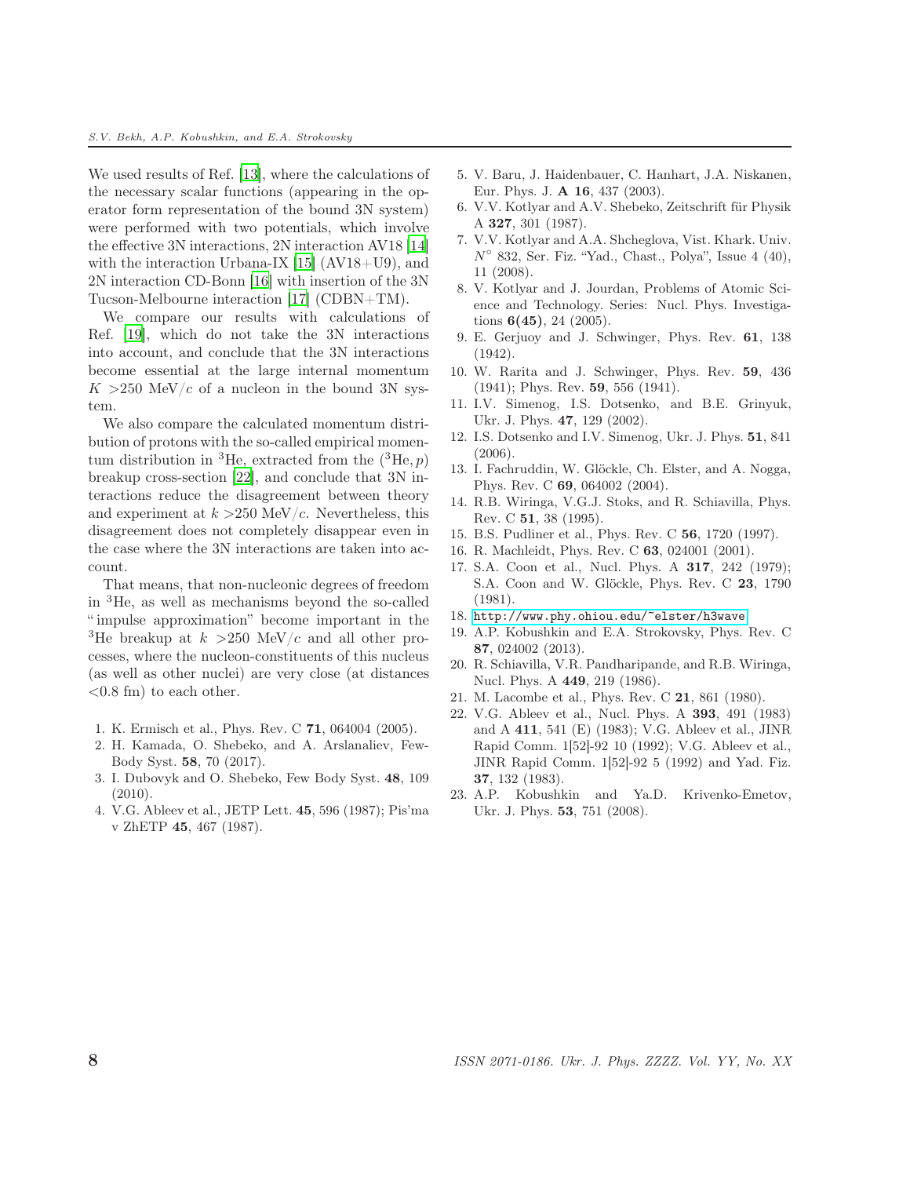We used results of Ref. [13], where the calculations of the necessary scalar functions (appearing in the operator form representation of the bound 3N system) were performed with two potentials, which involve the effective 3N interactions, 2N interaction AV18 [14] with the interaction Urbana-IX [15] (AV18+U9), and 2N interaction CD-Bonn [16] with insertion of the 3N Tucson-Melbourne interaction [17] (CDBN+TM).

We compare our results with calculations of Ref. [19], which do not take the 3N interactions into account, and conclude that the 3N interactions become essential at the large internal momentum $K >250$ MeV/$c$ of a nucleon in the bound 3N system.

We also compare the calculated momentum distribution of protons with the so-called empirical momentum distribution in $^3$He, extracted from the ($^3$He, $p$) breakup cross-section [22], and conclude that 3N interactions reduce the disagreement between theory and experiment at $k >250$ MeV/$c$. Nevertheless, this disagreement does not completely disappear even in the case where the 3N interactions are taken into account.

That means, that non-nucleonic degrees of freedom in $^3$He, as well as mechanisms beyond the so-called "impulse approximation" become important in the $^3$He breakup at $k >250$ MeV/$c$ and all other processes, where the nucleon-constituents of this nucleus (as well as other nuclei) are very close (at distances <0.8 fm) to each other.

1. K. Ermisch et al., Phys. Rev. C **71**, 064004 (2005).
2. H. Kamada, O. Shebeko, and A. Arslanaliev, Few-Body Syst. **58**, 70 (2017).
3. I. Dubovyk and O. Shebeko, Few Body Syst. **48**, 109 (2010).
4. V.G. Ableev et al., JETP Lett. **45**, 596 (1987); Pis'ma v ZhETP **45**, 467 (1987).
5. V. Baru, J. Haidenbauer, C. Hanhart, J.A. Niskanen, Eur. Phys. J. **A 16**, 437 (2003).
6. V.V. Kotlyar and A.V. Shebeko, Zeitschrift für Physik A **327**, 301 (1987).
7. V.V. Kotlyar and A.A. Shcheglova, Vist. Khark. Univ. $N^\circ$ 832, Ser. Fiz. "Yad., Chast., Polya", Issue 4 (40), 11 (2008).
8. V. Kotlyar and J. Jourdan, Problems of Atomic Science and Technology. Series: Nucl. Phys. Investigations **6(45)**, 24 (2005).
9. E. Gerjuoy and J. Schwinger, Phys. Rev. **61**, 138 (1942).
10. W. Rarita and J. Schwinger, Phys. Rev. **59**, 436 (1941); Phys. Rev. **59**, 556 (1941).
11. I.V. Simenog, I.S. Dotsenko, and B.E. Grinyuk, Ukr. J. Phys. **47**, 129 (2002).
12. I.S. Dotsenko and I.V. Simenog, Ukr. J. Phys. **51**, 841 (2006).
13. I. Fachruddin, W. Glöckle, Ch. Elster, and A. Nogga, Phys. Rev. C **69**, 064002 (2004).
14. R.B. Wiringa, V.G.J. Stoks, and R. Schiavilla, Phys. Rev. C **51**, 38 (1995).
15. B.S. Pudliner et al., Phys. Rev. C **56**, 1720 (1997).
16. R. Machleidt, Phys. Rev. C **63**, 024001 (2001).
17. S.A. Coon et al., Nucl. Phys. A **317**, 242 (1979); S.A. Coon and W. Glöckle, Phys. Rev. C **23**, 1790 (1981).
18. http://www.phy.ohiou.edu/~elster/h3wave
19. A.P. Kobushkin and E.A. Strokovsky, Phys. Rev. C **87**, 024002 (2013).
20. R. Schiavilla, V.R. Pandharipande, and R.B. Wiringa, Nucl. Phys. A **449**, 219 (1986).
21. M. Lacombe et al., Phys. Rev. C **21**, 861 (1980).
22. V.G. Ableev et al., Nucl. Phys. A **393**, 491 (1983) and A **411**, 541 (E) (1983); V.G. Ableev et al., JINR Rapid Comm. 1[52]-92 10 (1992); V.G. Ableev et al., JINR Rapid Comm. 1[52]-92 5 (1992) and Yad. Fiz. **37**, 132 (1983).
23. A.P. Kobushkin and Ya.D. Krivenko-Emetov, Ukr. J. Phys. **53**, 751 (2008).